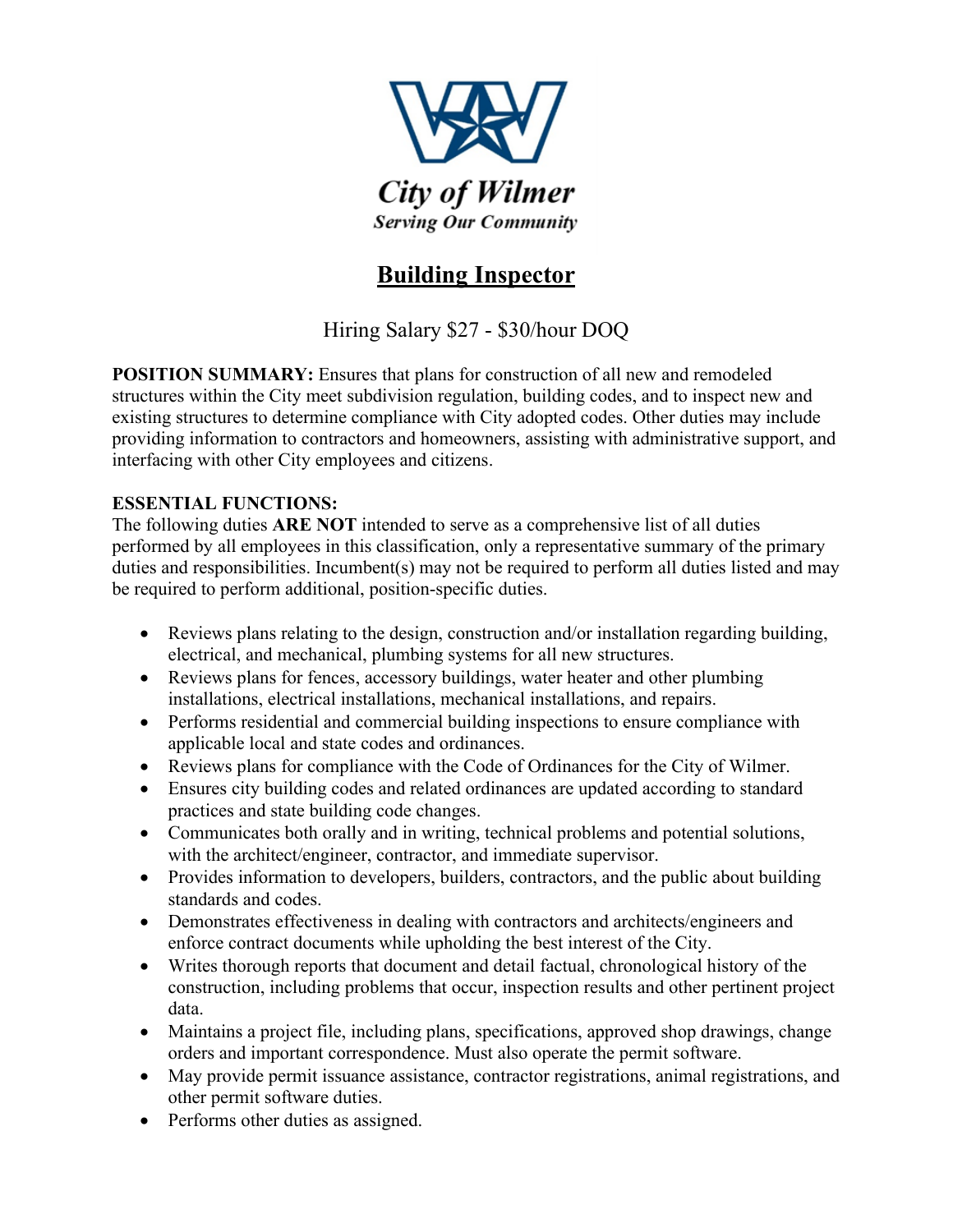**City of Wilmer**
*Serving Our Community*

# Building Inspector

Hiring Salary $27 - $30/hour DOQ

**POSITION SUMMARY:** Ensures that plans for construction of all new and remodeled structures within the City meet subdivision regulation, building codes, and to inspect new and existing structures to determine compliance with City adopted codes. Other duties may include providing information to contractors and homeowners, assisting with administrative support, and interfacing with other City employees and citizens.

**ESSENTIAL FUNCTIONS:**
The following duties **ARE NOT** intended to serve as a comprehensive list of all duties performed by all employees in this classification, only a representative summary of the primary duties and responsibilities. Incumbent(s) may not be required to perform all duties listed and may be required to perform additional, position-specific duties.

- Reviews plans relating to the design, construction and/or installation regarding building, electrical, and mechanical, plumbing systems for all new structures.
- Reviews plans for fences, accessory buildings, water heater and other plumbing installations, electrical installations, mechanical installations, and repairs.
- Performs residential and commercial building inspections to ensure compliance with applicable local and state codes and ordinances.
- Reviews plans for compliance with the Code of Ordinances for the City of Wilmer.
- Ensures city building codes and related ordinances are updated according to standard practices and state building code changes.
- Communicates both orally and in writing, technical problems and potential solutions, with the architect/engineer, contractor, and immediate supervisor.
- Provides information to developers, builders, contractors, and the public about building standards and codes.
- Demonstrates effectiveness in dealing with contractors and architects/engineers and enforce contract documents while upholding the best interest of the City.
- Writes thorough reports that document and detail factual, chronological history of the construction, including problems that occur, inspection results and other pertinent project data.
- Maintains a project file, including plans, specifications, approved shop drawings, change orders and important correspondence. Must also operate the permit software.
- May provide permit issuance assistance, contractor registrations, animal registrations, and other permit software duties.
- Performs other duties as assigned.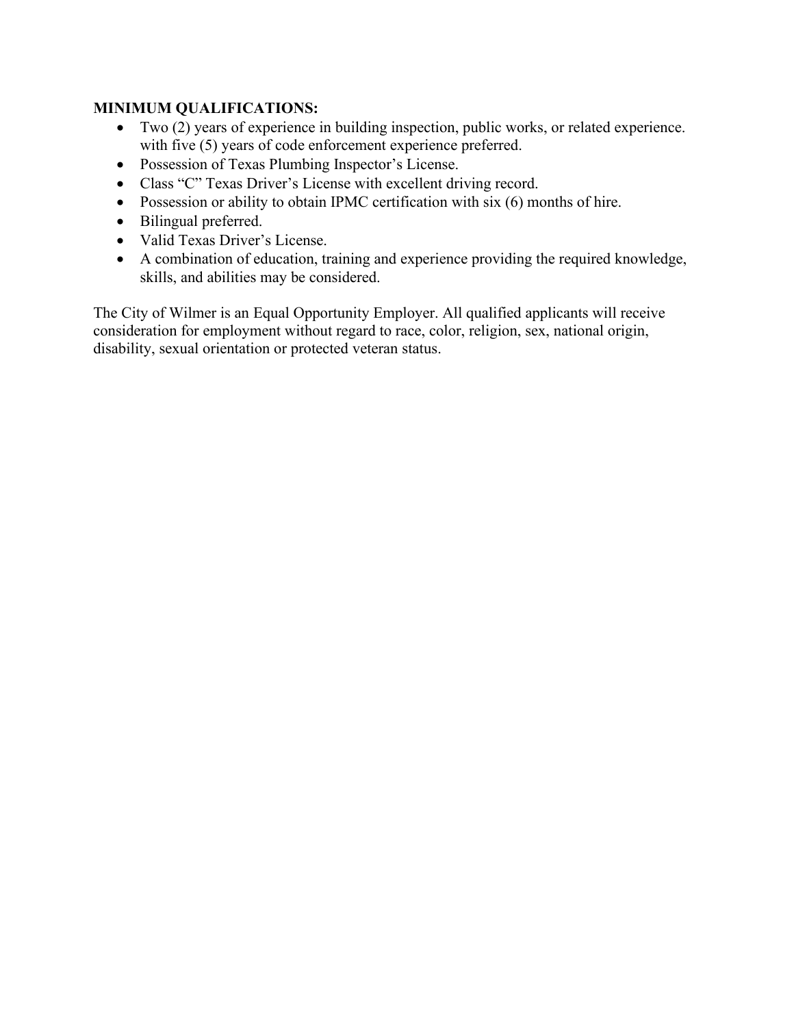**MINIMUM QUALIFICATIONS:**

- Two (2) years of experience in building inspection, public works, or related experience. with five (5) years of code enforcement experience preferred.
- Possession of Texas Plumbing Inspector's License.
- Class "C" Texas Driver's License with excellent driving record.
- Possession or ability to obtain IPMC certification with six (6) months of hire.
- Bilingual preferred.
- Valid Texas Driver's License.
- A combination of education, training and experience providing the required knowledge, skills, and abilities may be considered.

The City of Wilmer is an Equal Opportunity Employer. All qualified applicants will receive consideration for employment without regard to race, color, religion, sex, national origin, disability, sexual orientation or protected veteran status.